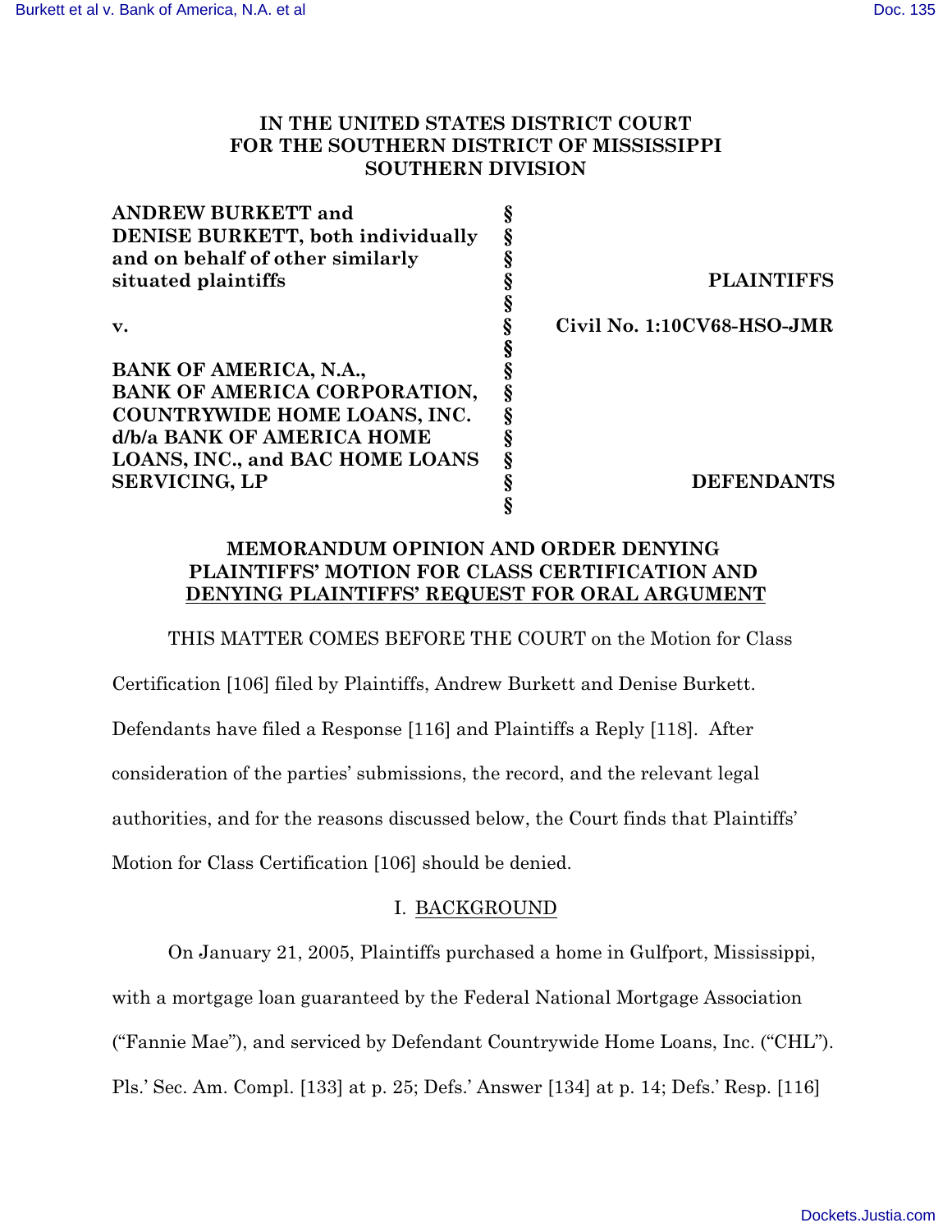**IN THE UNITED STATES DISTRICT COURT**
**FOR THE SOUTHERN DISTRICT OF MISSISSIPPI**
**SOUTHERN DIVISION**

| | | |
|---|---|---|
| **ANDREW BURKETT and DENISE BURKETT, both individually and on behalf of other similarly situated plaintiffs** | § | **PLAINTIFFS** |
| **v.** | § | **Civil No. 1:10CV68-HSO-JMR** |
| **BANK OF AMERICA, N.A., BANK OF AMERICA CORPORATION, COUNTRYWIDE HOME LOANS, INC. d/b/a BANK OF AMERICA HOME LOANS, INC., and BAC HOME LOANS SERVICING, LP** | § | **DEFENDANTS** |

**MEMORANDUM OPINION AND ORDER DENYING PLAINTIFFS' MOTION FOR CLASS CERTIFICATION AND DENYING PLAINTIFFS' REQUEST FOR ORAL ARGUMENT**

THIS MATTER COMES BEFORE THE COURT on the Motion for Class Certification [106] filed by Plaintiffs, Andrew Burkett and Denise Burkett. Defendants have filed a Response [116] and Plaintiffs a Reply [118]. After consideration of the parties' submissions, the record, and the relevant legal authorities, and for the reasons discussed below, the Court finds that Plaintiffs' Motion for Class Certification [106] should be denied.

## I. BACKGROUND

On January 21, 2005, Plaintiffs purchased a home in Gulfport, Mississippi, with a mortgage loan guaranteed by the Federal National Mortgage Association ("Fannie Mae"), and serviced by Defendant Countrywide Home Loans, Inc. ("CHL"). Pls.' Sec. Am. Compl. [133] at p. 25; Defs.' Answer [134] at p. 14; Defs.' Resp. [116]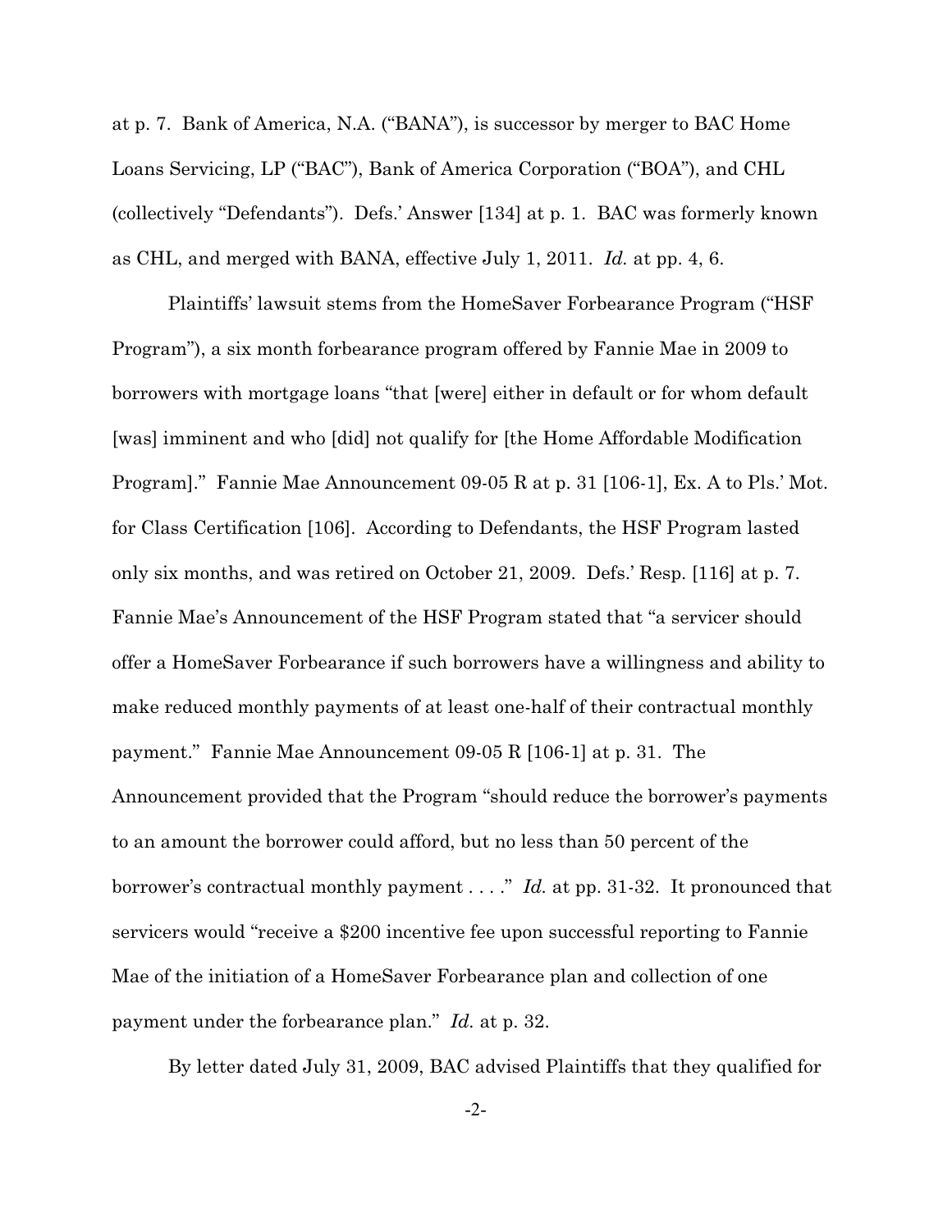at p. 7. Bank of America, N.A. ("BANA"), is successor by merger to BAC Home Loans Servicing, LP ("BAC"), Bank of America Corporation ("BOA"), and CHL (collectively "Defendants"). Defs.' Answer [134] at p. 1. BAC was formerly known as CHL, and merged with BANA, effective July 1, 2011. *Id.* at pp. 4, 6.

Plaintiffs' lawsuit stems from the HomeSaver Forbearance Program ("HSF Program"), a six month forbearance program offered by Fannie Mae in 2009 to borrowers with mortgage loans "that [were] either in default or for whom default [was] imminent and who [did] not qualify for [the Home Affordable Modification Program]." Fannie Mae Announcement 09-05 R at p. 31 [106-1], Ex. A to Pls.' Mot. for Class Certification [106]. According to Defendants, the HSF Program lasted only six months, and was retired on October 21, 2009. Defs.' Resp. [116] at p. 7. Fannie Mae's Announcement of the HSF Program stated that "a servicer should offer a HomeSaver Forbearance if such borrowers have a willingness and ability to make reduced monthly payments of at least one-half of their contractual monthly payment." Fannie Mae Announcement 09-05 R [106-1] at p. 31. The Announcement provided that the Program "should reduce the borrower's payments to an amount the borrower could afford, but no less than 50 percent of the borrower's contractual monthly payment . . . ." *Id.* at pp. 31-32. It pronounced that servicers would "receive a $200 incentive fee upon successful reporting to Fannie Mae of the initiation of a HomeSaver Forbearance plan and collection of one payment under the forbearance plan." *Id.* at p. 32.

By letter dated July 31, 2009, BAC advised Plaintiffs that they qualified for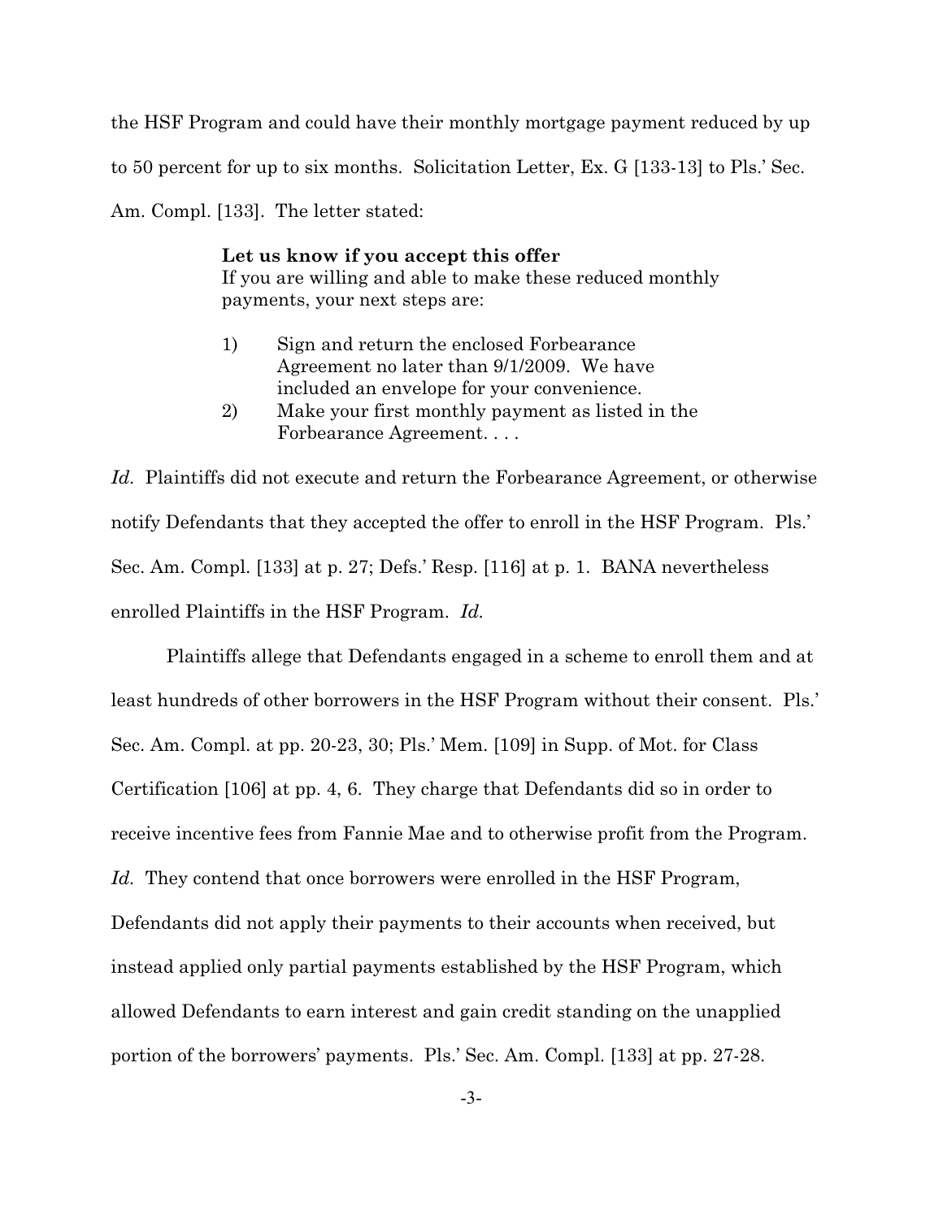the HSF Program and could have their monthly mortgage payment reduced by up to 50 percent for up to six months. Solicitation Letter, Ex. G [133-13] to Pls.' Sec. Am. Compl. [133]. The letter stated:

> **Let us know if you accept this offer**
> If you are willing and able to make these reduced monthly payments, your next steps are:
>
> 1) Sign and return the enclosed Forbearance Agreement no later than 9/1/2009. We have included an envelope for your convenience.
> 2) Make your first monthly payment as listed in the Forbearance Agreement. . . .

*Id.* Plaintiffs did not execute and return the Forbearance Agreement, or otherwise notify Defendants that they accepted the offer to enroll in the HSF Program. Pls.' Sec. Am. Compl. [133] at p. 27; Defs.' Resp. [116] at p. 1. BANA nevertheless enrolled Plaintiffs in the HSF Program. *Id.*

Plaintiffs allege that Defendants engaged in a scheme to enroll them and at least hundreds of other borrowers in the HSF Program without their consent. Pls.' Sec. Am. Compl. at pp. 20-23, 30; Pls.' Mem. [109] in Supp. of Mot. for Class Certification [106] at pp. 4, 6. They charge that Defendants did so in order to receive incentive fees from Fannie Mae and to otherwise profit from the Program. *Id.* They contend that once borrowers were enrolled in the HSF Program, Defendants did not apply their payments to their accounts when received, but instead applied only partial payments established by the HSF Program, which allowed Defendants to earn interest and gain credit standing on the unapplied portion of the borrowers' payments. Pls.' Sec. Am. Compl. [133] at pp. 27-28.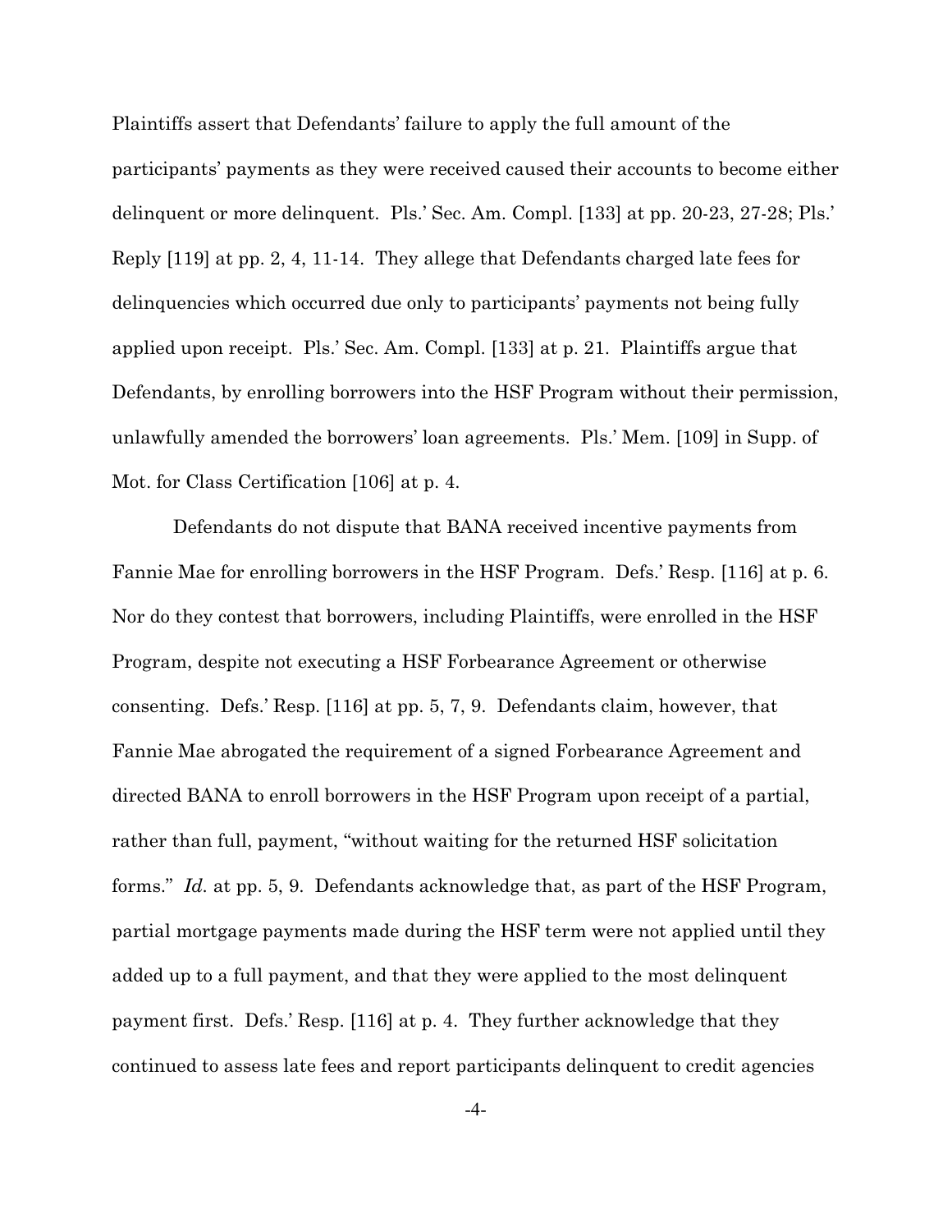Plaintiffs assert that Defendants' failure to apply the full amount of the participants' payments as they were received caused their accounts to become either delinquent or more delinquent. Pls.' Sec. Am. Compl. [133] at pp. 20-23, 27-28; Pls.' Reply [119] at pp. 2, 4, 11-14. They allege that Defendants charged late fees for delinquencies which occurred due only to participants' payments not being fully applied upon receipt. Pls.' Sec. Am. Compl. [133] at p. 21. Plaintiffs argue that Defendants, by enrolling borrowers into the HSF Program without their permission, unlawfully amended the borrowers' loan agreements. Pls.' Mem. [109] in Supp. of Mot. for Class Certification [106] at p. 4.

Defendants do not dispute that BANA received incentive payments from Fannie Mae for enrolling borrowers in the HSF Program. Defs.' Resp. [116] at p. 6. Nor do they contest that borrowers, including Plaintiffs, were enrolled in the HSF Program, despite not executing a HSF Forbearance Agreement or otherwise consenting. Defs.' Resp. [116] at pp. 5, 7, 9. Defendants claim, however, that Fannie Mae abrogated the requirement of a signed Forbearance Agreement and directed BANA to enroll borrowers in the HSF Program upon receipt of a partial, rather than full, payment, "without waiting for the returned HSF solicitation forms." *Id.* at pp. 5, 9. Defendants acknowledge that, as part of the HSF Program, partial mortgage payments made during the HSF term were not applied until they added up to a full payment, and that they were applied to the most delinquent payment first. Defs.' Resp. [116] at p. 4. They further acknowledge that they continued to assess late fees and report participants delinquent to credit agencies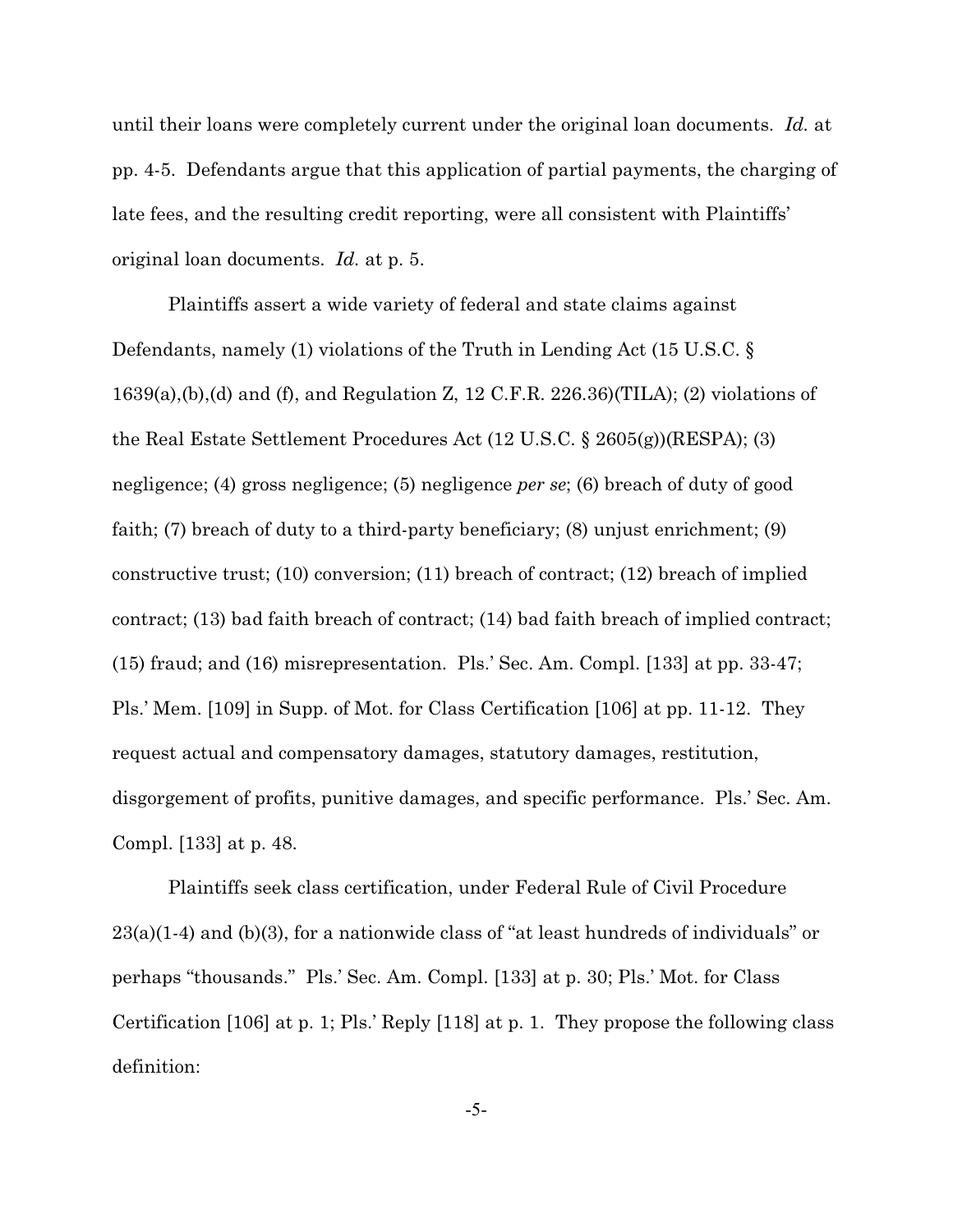until their loans were completely current under the original loan documents. *Id.* at pp. 4-5. Defendants argue that this application of partial payments, the charging of late fees, and the resulting credit reporting, were all consistent with Plaintiffs' original loan documents. *Id.* at p. 5.

Plaintiffs assert a wide variety of federal and state claims against Defendants, namely (1) violations of the Truth in Lending Act (15 U.S.C. § 1639(a),(b),(d) and (f), and Regulation Z, 12 C.F.R. 226.36)(TILA); (2) violations of the Real Estate Settlement Procedures Act (12 U.S.C. § 2605(g))(RESPA); (3) negligence; (4) gross negligence; (5) negligence *per se*; (6) breach of duty of good faith; (7) breach of duty to a third-party beneficiary; (8) unjust enrichment; (9) constructive trust; (10) conversion; (11) breach of contract; (12) breach of implied contract; (13) bad faith breach of contract; (14) bad faith breach of implied contract; (15) fraud; and (16) misrepresentation. Pls.' Sec. Am. Compl. [133] at pp. 33-47; Pls.' Mem. [109] in Supp. of Mot. for Class Certification [106] at pp. 11-12. They request actual and compensatory damages, statutory damages, restitution, disgorgement of profits, punitive damages, and specific performance. Pls.' Sec. Am. Compl. [133] at p. 48.

Plaintiffs seek class certification, under Federal Rule of Civil Procedure 23(a)(1-4) and (b)(3), for a nationwide class of "at least hundreds of individuals" or perhaps "thousands." Pls.' Sec. Am. Compl. [133] at p. 30; Pls.' Mot. for Class Certification [106] at p. 1; Pls.' Reply [118] at p. 1. They propose the following class definition: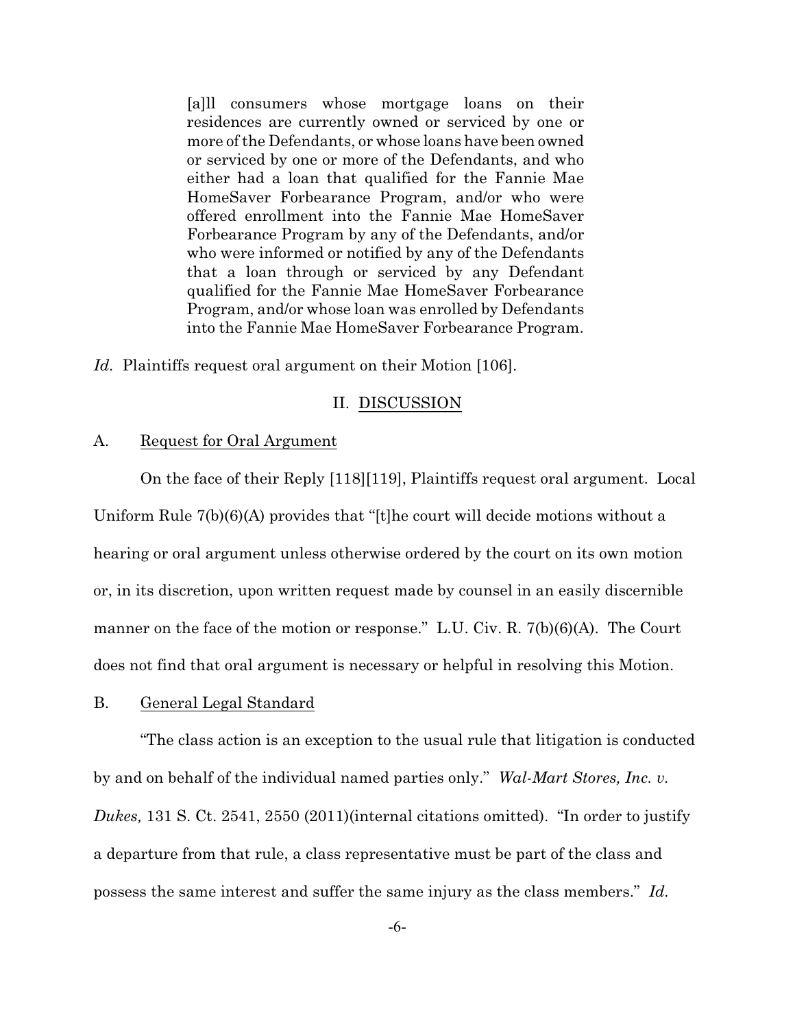> [a]ll consumers whose mortgage loans on their residences are currently owned or serviced by one or more of the Defendants, or whose loans have been owned or serviced by one or more of the Defendants, and who either had a loan that qualified for the Fannie Mae HomeSaver Forbearance Program, and/or who were offered enrollment into the Fannie Mae HomeSaver Forbearance Program by any of the Defendants, and/or who were informed or notified by any of the Defendants that a loan through or serviced by any Defendant qualified for the Fannie Mae HomeSaver Forbearance Program, and/or whose loan was enrolled by Defendants into the Fannie Mae HomeSaver Forbearance Program.

*Id*. Plaintiffs request oral argument on their Motion [106].

## II. DISCUSSION

### A. Request for Oral Argument

On the face of their Reply [118][119], Plaintiffs request oral argument. Local Uniform Rule 7(b)(6)(A) provides that "[t]he court will decide motions without a hearing or oral argument unless otherwise ordered by the court on its own motion or, in its discretion, upon written request made by counsel in an easily discernible manner on the face of the motion or response." L.U. Civ. R. 7(b)(6)(A). The Court does not find that oral argument is necessary or helpful in resolving this Motion.

### B. General Legal Standard

"The class action is an exception to the usual rule that litigation is conducted by and on behalf of the individual named parties only." *Wal-Mart Stores, Inc. v. Dukes,* 131 S. Ct. 2541, 2550 (2011)(internal citations omitted). "In order to justify a departure from that rule, a class representative must be part of the class and possess the same interest and suffer the same injury as the class members." *Id.*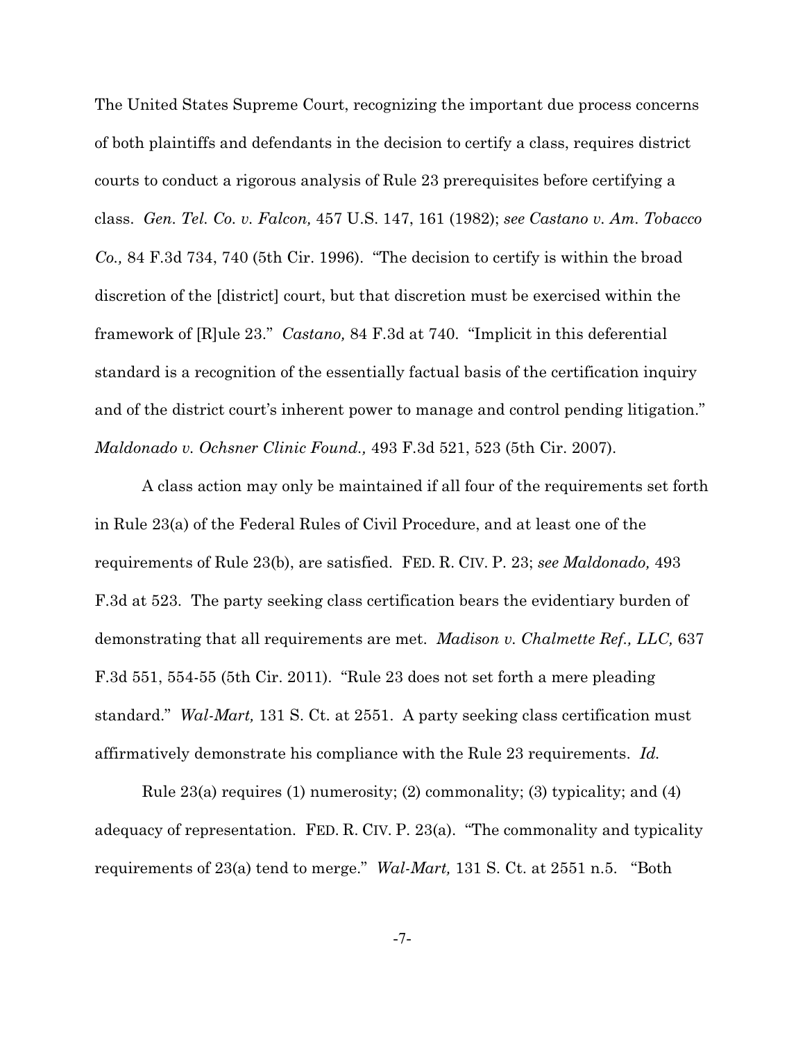The United States Supreme Court, recognizing the important due process concerns of both plaintiffs and defendants in the decision to certify a class, requires district courts to conduct a rigorous analysis of Rule 23 prerequisites before certifying a class. *Gen. Tel. Co. v. Falcon,* 457 U.S. 147, 161 (1982); *see Castano v. Am. Tobacco Co.,* 84 F.3d 734, 740 (5th Cir. 1996). "The decision to certify is within the broad discretion of the [district] court, but that discretion must be exercised within the framework of [R]ule 23." *Castano,* 84 F.3d at 740. "Implicit in this deferential standard is a recognition of the essentially factual basis of the certification inquiry and of the district court's inherent power to manage and control pending litigation." *Maldonado v. Ochsner Clinic Found.,* 493 F.3d 521, 523 (5th Cir. 2007).

A class action may only be maintained if all four of the requirements set forth in Rule 23(a) of the Federal Rules of Civil Procedure, and at least one of the requirements of Rule 23(b), are satisfied. FED. R. CIV. P. 23; *see Maldonado,* 493 F.3d at 523. The party seeking class certification bears the evidentiary burden of demonstrating that all requirements are met. *Madison v. Chalmette Ref., LLC,* 637 F.3d 551, 554-55 (5th Cir. 2011). "Rule 23 does not set forth a mere pleading standard." *Wal-Mart,* 131 S. Ct. at 2551. A party seeking class certification must affirmatively demonstrate his compliance with the Rule 23 requirements. *Id.*

Rule 23(a) requires (1) numerosity; (2) commonality; (3) typicality; and (4) adequacy of representation. FED. R. CIV. P. 23(a). "The commonality and typicality requirements of 23(a) tend to merge." *Wal-Mart,* 131 S. Ct. at 2551 n.5. "Both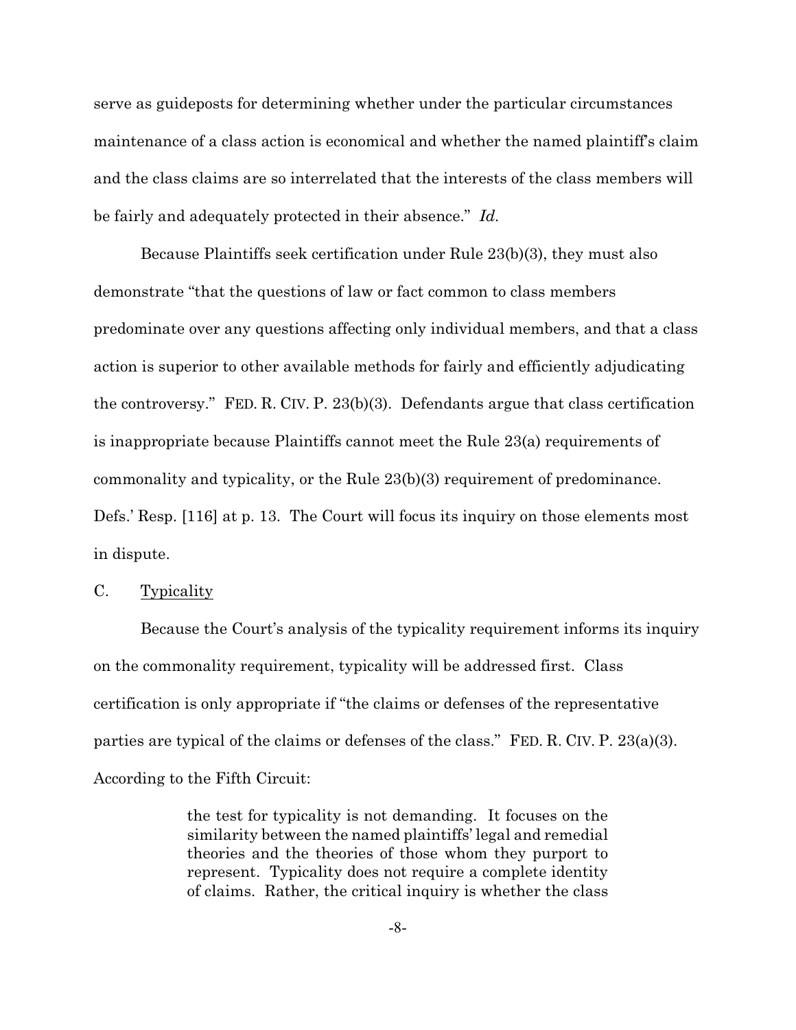serve as guideposts for determining whether under the particular circumstances maintenance of a class action is economical and whether the named plaintiff's claim and the class claims are so interrelated that the interests of the class members will be fairly and adequately protected in their absence." *Id.*

Because Plaintiffs seek certification under Rule 23(b)(3), they must also demonstrate "that the questions of law or fact common to class members predominate over any questions affecting only individual members, and that a class action is superior to other available methods for fairly and efficiently adjudicating the controversy." FED. R. CIV. P. 23(b)(3). Defendants argue that class certification is inappropriate because Plaintiffs cannot meet the Rule 23(a) requirements of commonality and typicality, or the Rule 23(b)(3) requirement of predominance. Defs.' Resp. [116] at p. 13. The Court will focus its inquiry on those elements most in dispute.

C. Typicality

Because the Court's analysis of the typicality requirement informs its inquiry on the commonality requirement, typicality will be addressed first. Class certification is only appropriate if "the claims or defenses of the representative parties are typical of the claims or defenses of the class." FED. R. CIV. P. 23(a)(3). According to the Fifth Circuit:

> the test for typicality is not demanding. It focuses on the similarity between the named plaintiffs' legal and remedial theories and the theories of those whom they purport to represent. Typicality does not require a complete identity of claims. Rather, the critical inquiry is whether the class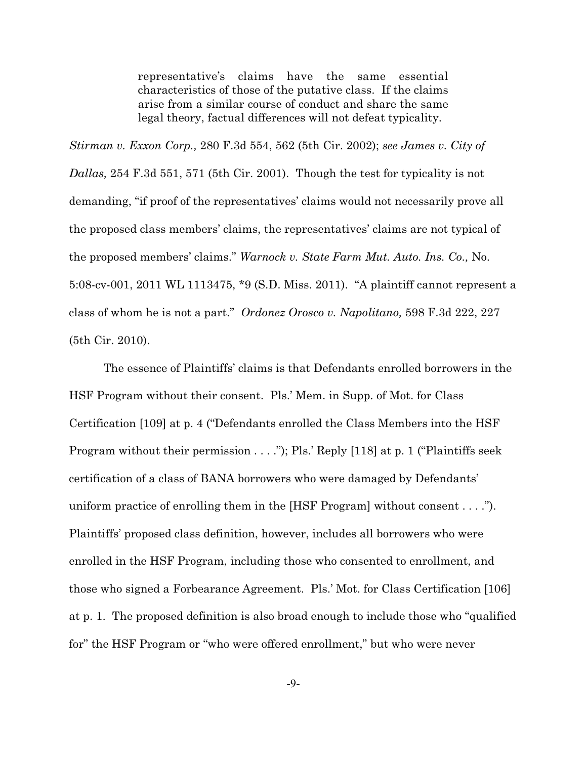> representative's claims have the same essential characteristics of those of the putative class. If the claims arise from a similar course of conduct and share the same legal theory, factual differences will not defeat typicality.

*Stirman v. Exxon Corp.,* 280 F.3d 554, 562 (5th Cir. 2002); *see James v. City of Dallas,* 254 F.3d 551, 571 (5th Cir. 2001). Though the test for typicality is not demanding, "if proof of the representatives' claims would not necessarily prove all the proposed class members' claims, the representatives' claims are not typical of the proposed members' claims." *Warnock v. State Farm Mut. Auto. Ins. Co.,* No. 5:08-cv-001, 2011 WL 1113475, *9 (S.D. Miss. 2011). "A plaintiff cannot represent a class of whom he is not a part." *Ordonez Orosco v. Napolitano,* 598 F.3d 222, 227 (5th Cir. 2010).

The essence of Plaintiffs' claims is that Defendants enrolled borrowers in the HSF Program without their consent. Pls.' Mem. in Supp. of Mot. for Class Certification [109] at p. 4 ("Defendants enrolled the Class Members into the HSF Program without their permission . . . ."); Pls.' Reply [118] at p. 1 ("Plaintiffs seek certification of a class of BANA borrowers who were damaged by Defendants' uniform practice of enrolling them in the [HSF Program] without consent . . . ."). Plaintiffs' proposed class definition, however, includes all borrowers who were enrolled in the HSF Program, including those who consented to enrollment, and those who signed a Forbearance Agreement. Pls.' Mot. for Class Certification [106] at p. 1. The proposed definition is also broad enough to include those who "qualified for" the HSF Program or "who were offered enrollment," but who were never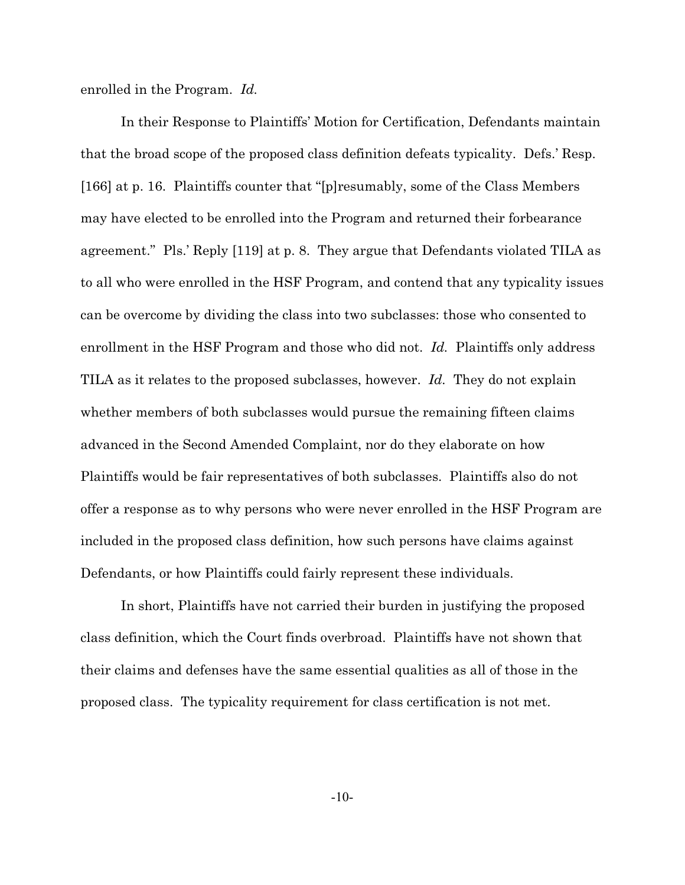enrolled in the Program. *Id.*

In their Response to Plaintiffs' Motion for Certification, Defendants maintain that the broad scope of the proposed class definition defeats typicality. Defs.' Resp. [166] at p. 16. Plaintiffs counter that "[p]resumably, some of the Class Members may have elected to be enrolled into the Program and returned their forbearance agreement." Pls.' Reply [119] at p. 8. They argue that Defendants violated TILA as to all who were enrolled in the HSF Program, and contend that any typicality issues can be overcome by dividing the class into two subclasses: those who consented to enrollment in the HSF Program and those who did not. *Id.* Plaintiffs only address TILA as it relates to the proposed subclasses, however. *Id.* They do not explain whether members of both subclasses would pursue the remaining fifteen claims advanced in the Second Amended Complaint, nor do they elaborate on how Plaintiffs would be fair representatives of both subclasses. Plaintiffs also do not offer a response as to why persons who were never enrolled in the HSF Program are included in the proposed class definition, how such persons have claims against Defendants, or how Plaintiffs could fairly represent these individuals.

In short, Plaintiffs have not carried their burden in justifying the proposed class definition, which the Court finds overbroad. Plaintiffs have not shown that their claims and defenses have the same essential qualities as all of those in the proposed class. The typicality requirement for class certification is not met.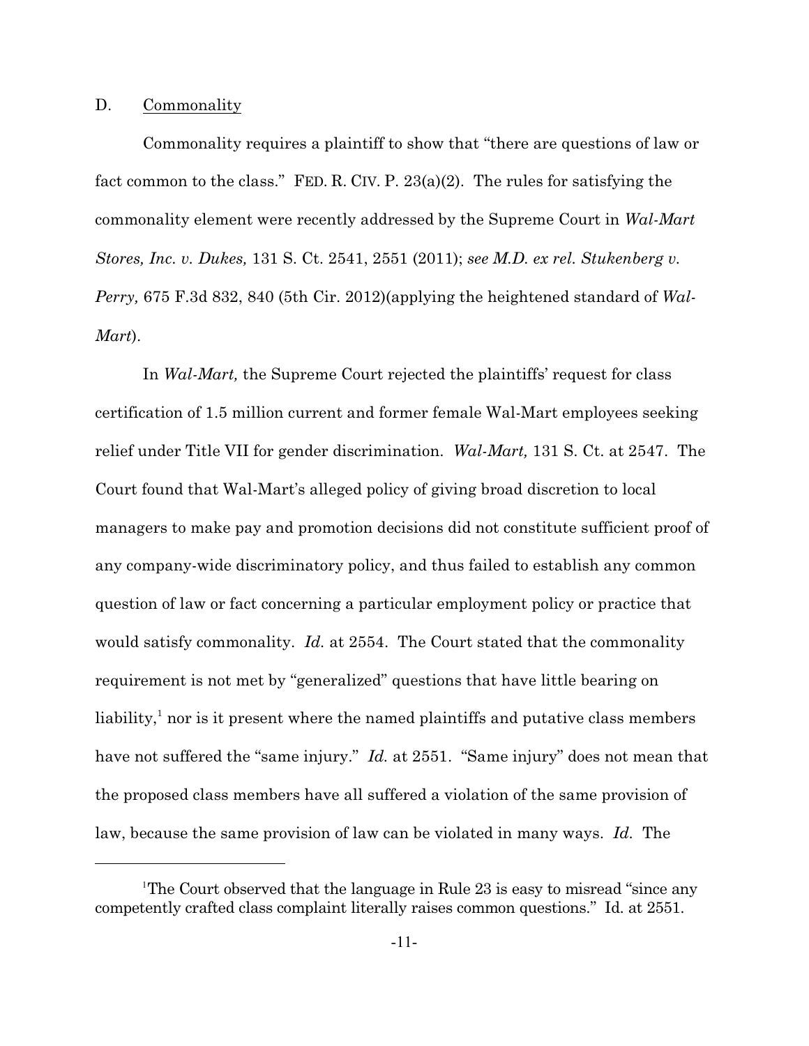D. Commonality

Commonality requires a plaintiff to show that "there are questions of law or fact common to the class." FED. R. CIV. P. 23(a)(2). The rules for satisfying the commonality element were recently addressed by the Supreme Court in *Wal-Mart Stores, Inc. v. Dukes,* 131 S. Ct. 2541, 2551 (2011); *see M.D. ex rel. Stukenberg v. Perry,* 675 F.3d 832, 840 (5th Cir. 2012)(applying the heightened standard of *Wal-Mart*).

In *Wal-Mart,* the Supreme Court rejected the plaintiffs' request for class certification of 1.5 million current and former female Wal-Mart employees seeking relief under Title VII for gender discrimination. *Wal-Mart,* 131 S. Ct. at 2547. The Court found that Wal-Mart's alleged policy of giving broad discretion to local managers to make pay and promotion decisions did not constitute sufficient proof of any company-wide discriminatory policy, and thus failed to establish any common question of law or fact concerning a particular employment policy or practice that would satisfy commonality. *Id.* at 2554. The Court stated that the commonality requirement is not met by "generalized" questions that have little bearing on liability,[1] nor is it present where the named plaintiffs and putative class members have not suffered the "same injury." *Id.* at 2551. "Same injury" does not mean that the proposed class members have all suffered a violation of the same provision of law, because the same provision of law can be violated in many ways. *Id.* The

[1] The Court observed that the language in Rule 23 is easy to misread "since any competently crafted class complaint literally raises common questions." Id. at 2551.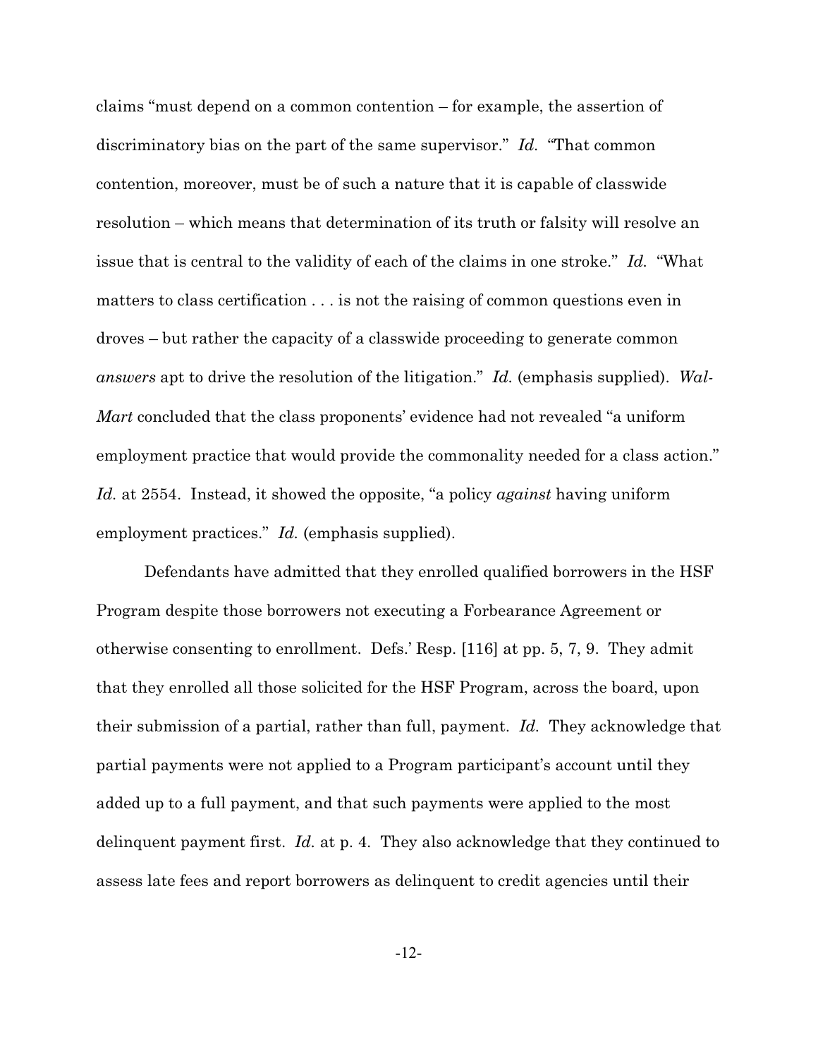claims "must depend on a common contention – for example, the assertion of discriminatory bias on the part of the same supervisor." *Id.* "That common contention, moreover, must be of such a nature that it is capable of classwide resolution – which means that determination of its truth or falsity will resolve an issue that is central to the validity of each of the claims in one stroke." *Id.* "What matters to class certification . . . is not the raising of common questions even in droves – but rather the capacity of a classwide proceeding to generate common *answers* apt to drive the resolution of the litigation." *Id.* (emphasis supplied). *Wal-Mart* concluded that the class proponents' evidence had not revealed "a uniform employment practice that would provide the commonality needed for a class action." *Id.* at 2554. Instead, it showed the opposite, "a policy *against* having uniform employment practices." *Id.* (emphasis supplied).

Defendants have admitted that they enrolled qualified borrowers in the HSF Program despite those borrowers not executing a Forbearance Agreement or otherwise consenting to enrollment. Defs.' Resp. [116] at pp. 5, 7, 9. They admit that they enrolled all those solicited for the HSF Program, across the board, upon their submission of a partial, rather than full, payment. *Id.* They acknowledge that partial payments were not applied to a Program participant's account until they added up to a full payment, and that such payments were applied to the most delinquent payment first. *Id.* at p. 4. They also acknowledge that they continued to assess late fees and report borrowers as delinquent to credit agencies until their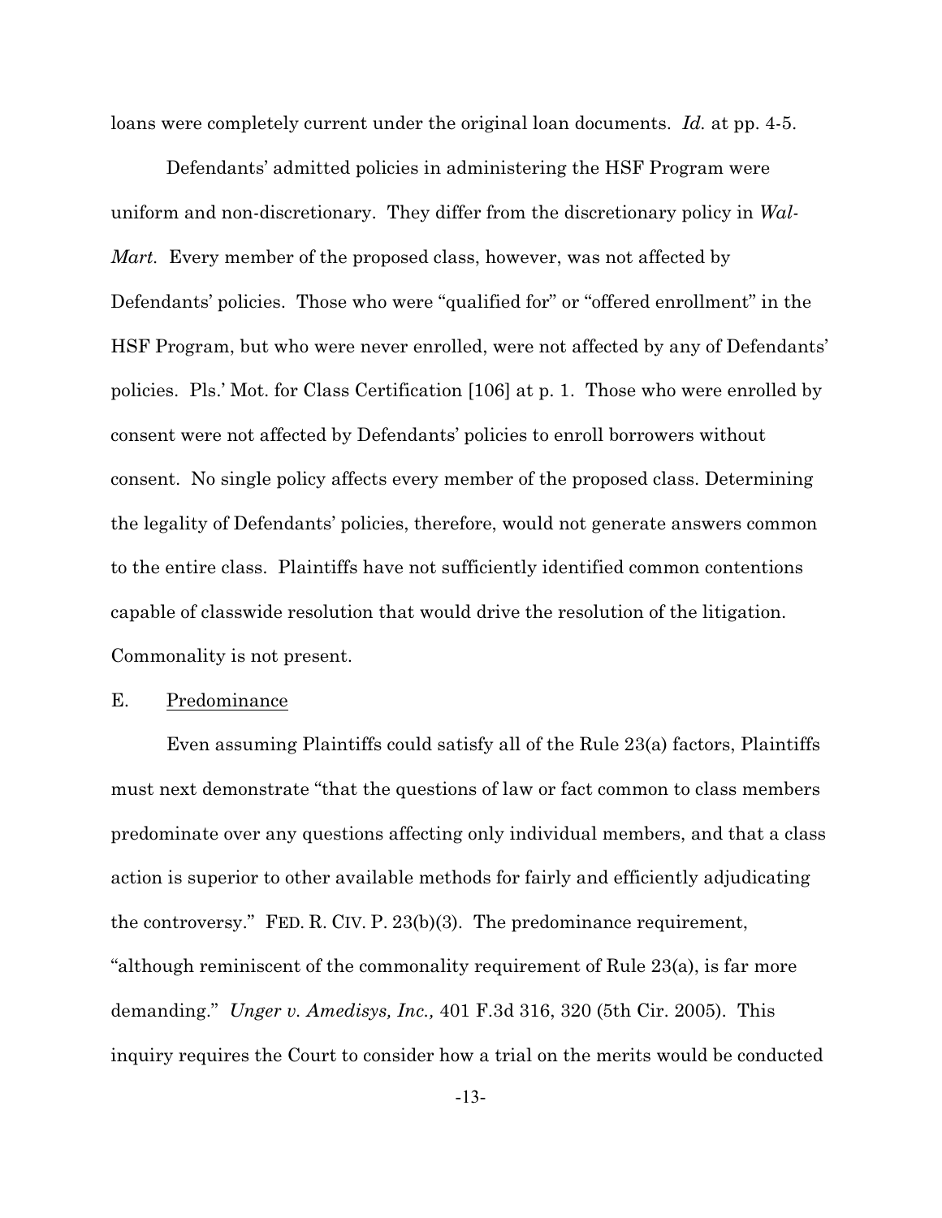loans were completely current under the original loan documents. *Id.* at pp. 4-5.

Defendants' admitted policies in administering the HSF Program were uniform and non-discretionary. They differ from the discretionary policy in *Wal-Mart*. Every member of the proposed class, however, was not affected by Defendants' policies. Those who were "qualified for" or "offered enrollment" in the HSF Program, but who were never enrolled, were not affected by any of Defendants' policies. Pls.' Mot. for Class Certification [106] at p. 1. Those who were enrolled by consent were not affected by Defendants' policies to enroll borrowers without consent. No single policy affects every member of the proposed class. Determining the legality of Defendants' policies, therefore, would not generate answers common to the entire class. Plaintiffs have not sufficiently identified common contentions capable of classwide resolution that would drive the resolution of the litigation. Commonality is not present.

E. <u>Predominance</u>

Even assuming Plaintiffs could satisfy all of the Rule 23(a) factors, Plaintiffs must next demonstrate "that the questions of law or fact common to class members predominate over any questions affecting only individual members, and that a class action is superior to other available methods for fairly and efficiently adjudicating the controversy." FED. R. CIV. P. 23(b)(3). The predominance requirement, "although reminiscent of the commonality requirement of Rule 23(a), is far more demanding." *Unger v. Amedisys, Inc.,* 401 F.3d 316, 320 (5th Cir. 2005). This inquiry requires the Court to consider how a trial on the merits would be conducted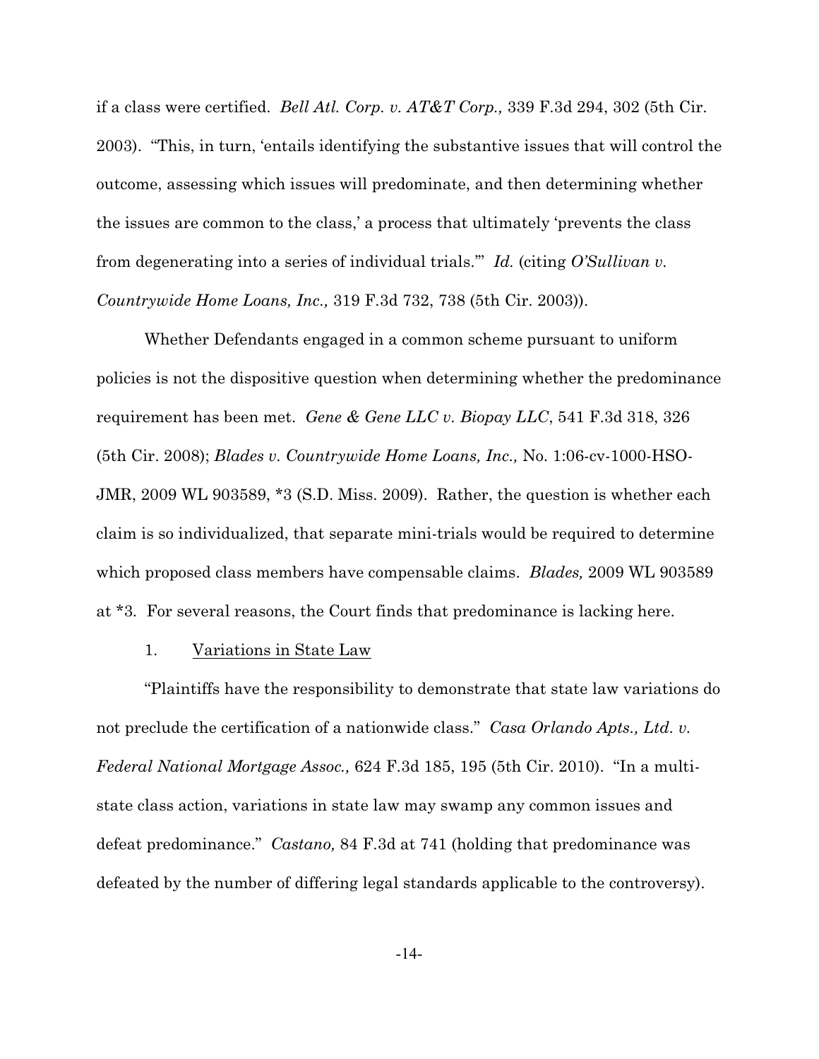if a class were certified. *Bell Atl. Corp. v. AT&T Corp.,* 339 F.3d 294, 302 (5th Cir. 2003). "This, in turn, 'entails identifying the substantive issues that will control the outcome, assessing which issues will predominate, and then determining whether the issues are common to the class,' a process that ultimately 'prevents the class from degenerating into a series of individual trials.'" *Id.* (citing *O'Sullivan v. Countrywide Home Loans, Inc.,* 319 F.3d 732, 738 (5th Cir. 2003)).

Whether Defendants engaged in a common scheme pursuant to uniform policies is not the dispositive question when determining whether the predominance requirement has been met. *Gene & Gene LLC v. Biopay LLC*, 541 F.3d 318, 326 (5th Cir. 2008); *Blades v. Countrywide Home Loans, Inc.,* No. 1:06-cv-1000-HSO-JMR, 2009 WL 903589, *3 (S.D. Miss. 2009). Rather, the question is whether each claim is so individualized, that separate mini-trials would be required to determine which proposed class members have compensable claims. *Blades,* 2009 WL 903589 at *3. For several reasons, the Court finds that predominance is lacking here.

1. <u>Variations in State Law</u>

"Plaintiffs have the responsibility to demonstrate that state law variations do not preclude the certification of a nationwide class." *Casa Orlando Apts., Ltd. v. Federal National Mortgage Assoc.,* 624 F.3d 185, 195 (5th Cir. 2010). "In a multi-state class action, variations in state law may swamp any common issues and defeat predominance." *Castano,* 84 F.3d at 741 (holding that predominance was defeated by the number of differing legal standards applicable to the controversy).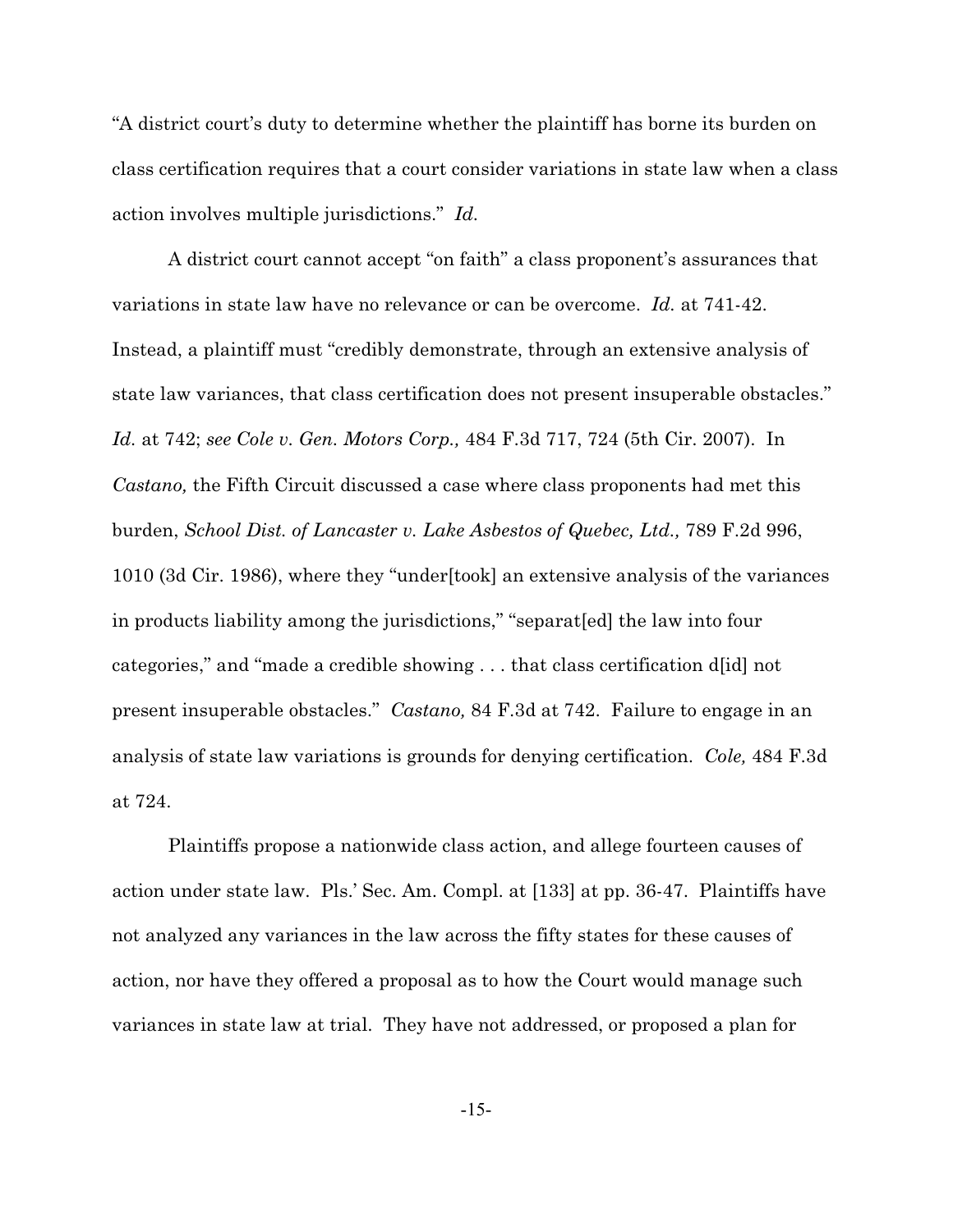"A district court's duty to determine whether the plaintiff has borne its burden on class certification requires that a court consider variations in state law when a class action involves multiple jurisdictions." *Id.*

A district court cannot accept "on faith" a class proponent's assurances that variations in state law have no relevance or can be overcome. *Id.* at 741-42. Instead, a plaintiff must "credibly demonstrate, through an extensive analysis of state law variances, that class certification does not present insuperable obstacles." *Id.* at 742; *see Cole v. Gen. Motors Corp.,* 484 F.3d 717, 724 (5th Cir. 2007). In *Castano,* the Fifth Circuit discussed a case where class proponents had met this burden, *School Dist. of Lancaster v. Lake Asbestos of Quebec, Ltd.,* 789 F.2d 996, 1010 (3d Cir. 1986), where they "under[took] an extensive analysis of the variances in products liability among the jurisdictions," "separat[ed] the law into four categories," and "made a credible showing . . . that class certification d[id] not present insuperable obstacles." *Castano,* 84 F.3d at 742. Failure to engage in an analysis of state law variations is grounds for denying certification. *Cole,* 484 F.3d at 724.

Plaintiffs propose a nationwide class action, and allege fourteen causes of action under state law. Pls.' Sec. Am. Compl. at [133] at pp. 36-47. Plaintiffs have not analyzed any variances in the law across the fifty states for these causes of action, nor have they offered a proposal as to how the Court would manage such variances in state law at trial. They have not addressed, or proposed a plan for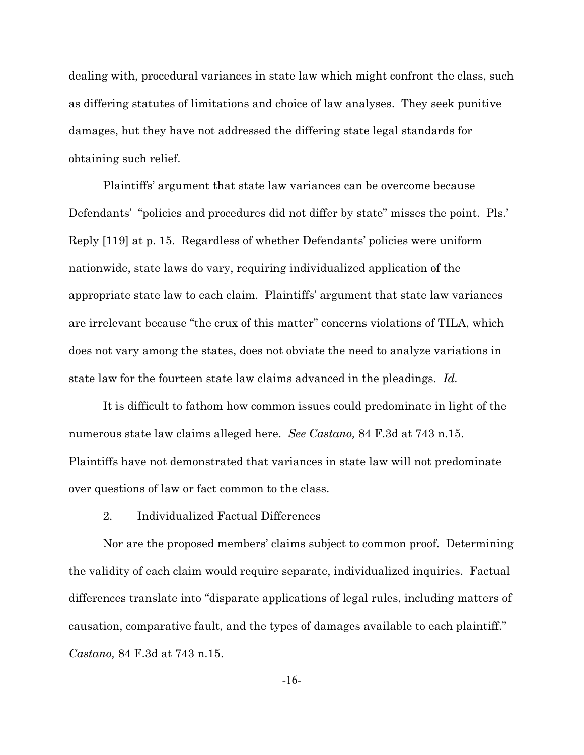dealing with, procedural variances in state law which might confront the class, such as differing statutes of limitations and choice of law analyses. They seek punitive damages, but they have not addressed the differing state legal standards for obtaining such relief.

Plaintiffs' argument that state law variances can be overcome because Defendants' "policies and procedures did not differ by state" misses the point. Pls.' Reply [119] at p. 15. Regardless of whether Defendants' policies were uniform nationwide, state laws do vary, requiring individualized application of the appropriate state law to each claim. Plaintiffs' argument that state law variances are irrelevant because "the crux of this matter" concerns violations of TILA, which does not vary among the states, does not obviate the need to analyze variations in state law for the fourteen state law claims advanced in the pleadings. *Id.*

It is difficult to fathom how common issues could predominate in light of the numerous state law claims alleged here. *See Castano,* 84 F.3d at 743 n.15. Plaintiffs have not demonstrated that variances in state law will not predominate over questions of law or fact common to the class.

2. Individualized Factual Differences

Nor are the proposed members' claims subject to common proof. Determining the validity of each claim would require separate, individualized inquiries. Factual differences translate into "disparate applications of legal rules, including matters of causation, comparative fault, and the types of damages available to each plaintiff." *Castano,* 84 F.3d at 743 n.15.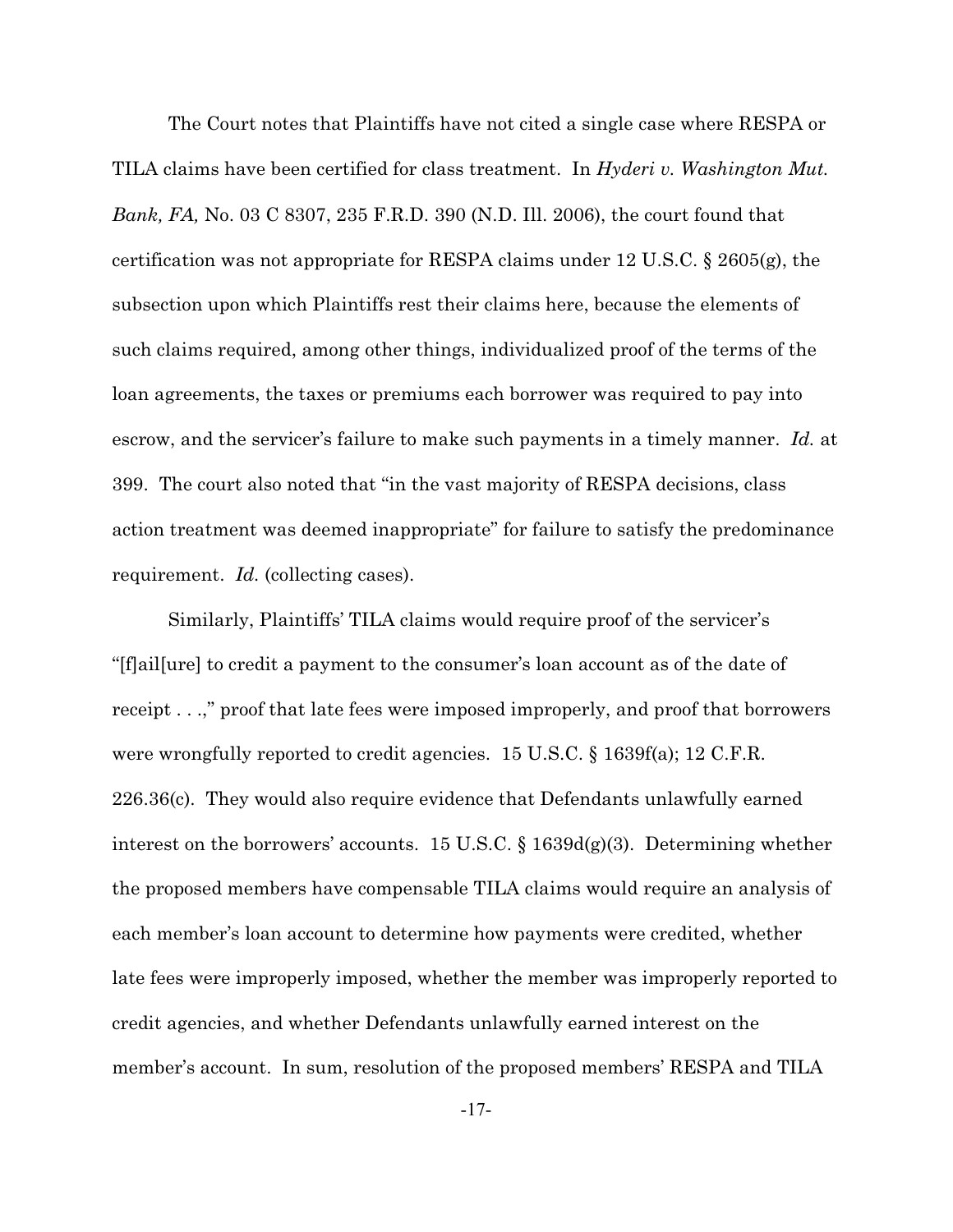The Court notes that Plaintiffs have not cited a single case where RESPA or TILA claims have been certified for class treatment. In *Hyderi v. Washington Mut. Bank, FA,* No. 03 C 8307, 235 F.R.D. 390 (N.D. Ill. 2006), the court found that certification was not appropriate for RESPA claims under 12 U.S.C. § 2605(g), the subsection upon which Plaintiffs rest their claims here, because the elements of such claims required, among other things, individualized proof of the terms of the loan agreements, the taxes or premiums each borrower was required to pay into escrow, and the servicer's failure to make such payments in a timely manner. *Id.* at 399. The court also noted that "in the vast majority of RESPA decisions, class action treatment was deemed inappropriate" for failure to satisfy the predominance requirement. *Id.* (collecting cases).

Similarly, Plaintiffs' TILA claims would require proof of the servicer's "[f]ail[ure] to credit a payment to the consumer's loan account as of the date of receipt . . .," proof that late fees were imposed improperly, and proof that borrowers were wrongfully reported to credit agencies. 15 U.S.C. § 1639f(a); 12 C.F.R. 226.36(c). They would also require evidence that Defendants unlawfully earned interest on the borrowers' accounts. 15 U.S.C. § 1639d(g)(3). Determining whether the proposed members have compensable TILA claims would require an analysis of each member's loan account to determine how payments were credited, whether late fees were improperly imposed, whether the member was improperly reported to credit agencies, and whether Defendants unlawfully earned interest on the member's account. In sum, resolution of the proposed members' RESPA and TILA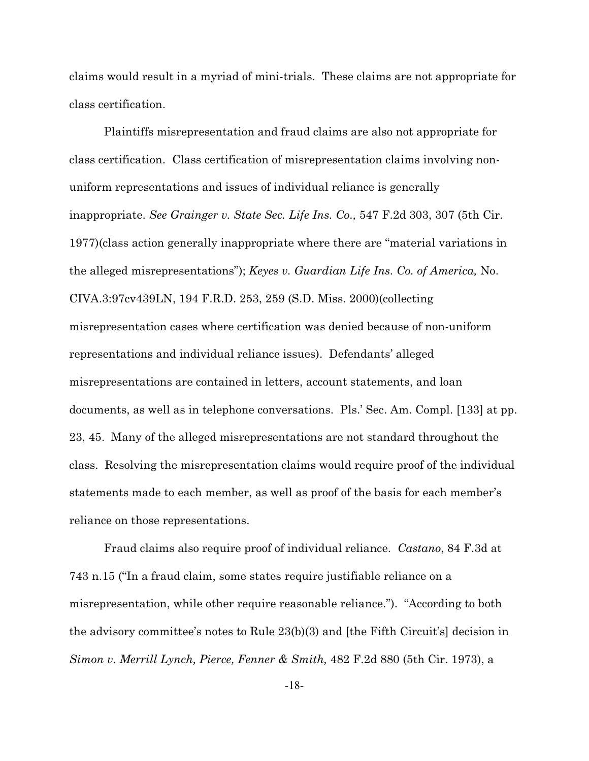claims would result in a myriad of mini-trials. These claims are not appropriate for class certification.

Plaintiffs misrepresentation and fraud claims are also not appropriate for class certification. Class certification of misrepresentation claims involving non-uniform representations and issues of individual reliance is generally inappropriate. *See Grainger v. State Sec. Life Ins. Co.,* 547 F.2d 303, 307 (5th Cir. 1977)(class action generally inappropriate where there are "material variations in the alleged misrepresentations"); *Keyes v. Guardian Life Ins. Co. of America,* No. CIVA.3:97cv439LN, 194 F.R.D. 253, 259 (S.D. Miss. 2000)(collecting misrepresentation cases where certification was denied because of non-uniform representations and individual reliance issues). Defendants' alleged misrepresentations are contained in letters, account statements, and loan documents, as well as in telephone conversations. Pls.' Sec. Am. Compl. [133] at pp. 23, 45. Many of the alleged misrepresentations are not standard throughout the class. Resolving the misrepresentation claims would require proof of the individual statements made to each member, as well as proof of the basis for each member's reliance on those representations.

Fraud claims also require proof of individual reliance. *Castano*, 84 F.3d at 743 n.15 ("In a fraud claim, some states require justifiable reliance on a misrepresentation, while other require reasonable reliance."). "According to both the advisory committee's notes to Rule 23(b)(3) and [the Fifth Circuit's] decision in *Simon v. Merrill Lynch, Pierce, Fenner & Smith,* 482 F.2d 880 (5th Cir. 1973), a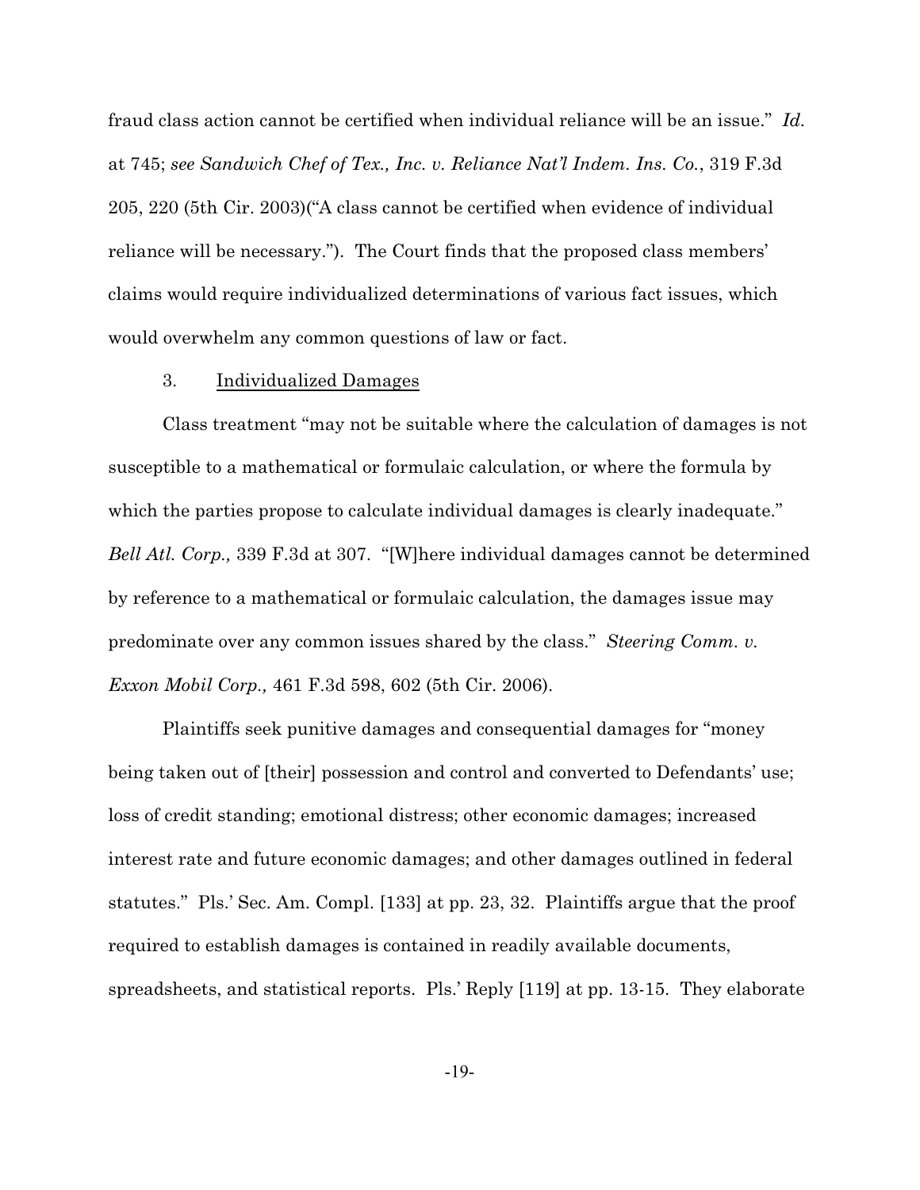fraud class action cannot be certified when individual reliance will be an issue." *Id.* at 745; *see Sandwich Chef of Tex., Inc. v. Reliance Nat'l Indem. Ins. Co.*, 319 F.3d 205, 220 (5th Cir. 2003)("A class cannot be certified when evidence of individual reliance will be necessary."). The Court finds that the proposed class members' claims would require individualized determinations of various fact issues, which would overwhelm any common questions of law or fact.

3. Individualized Damages

Class treatment "may not be suitable where the calculation of damages is not susceptible to a mathematical or formulaic calculation, or where the formula by which the parties propose to calculate individual damages is clearly inadequate." *Bell Atl. Corp.,* 339 F.3d at 307. "[W]here individual damages cannot be determined by reference to a mathematical or formulaic calculation, the damages issue may predominate over any common issues shared by the class." *Steering Comm. v. Exxon Mobil Corp.,* 461 F.3d 598, 602 (5th Cir. 2006).

Plaintiffs seek punitive damages and consequential damages for "money being taken out of [their] possession and control and converted to Defendants' use; loss of credit standing; emotional distress; other economic damages; increased interest rate and future economic damages; and other damages outlined in federal statutes." Pls.' Sec. Am. Compl. [133] at pp. 23, 32. Plaintiffs argue that the proof required to establish damages is contained in readily available documents, spreadsheets, and statistical reports. Pls.' Reply [119] at pp. 13-15. They elaborate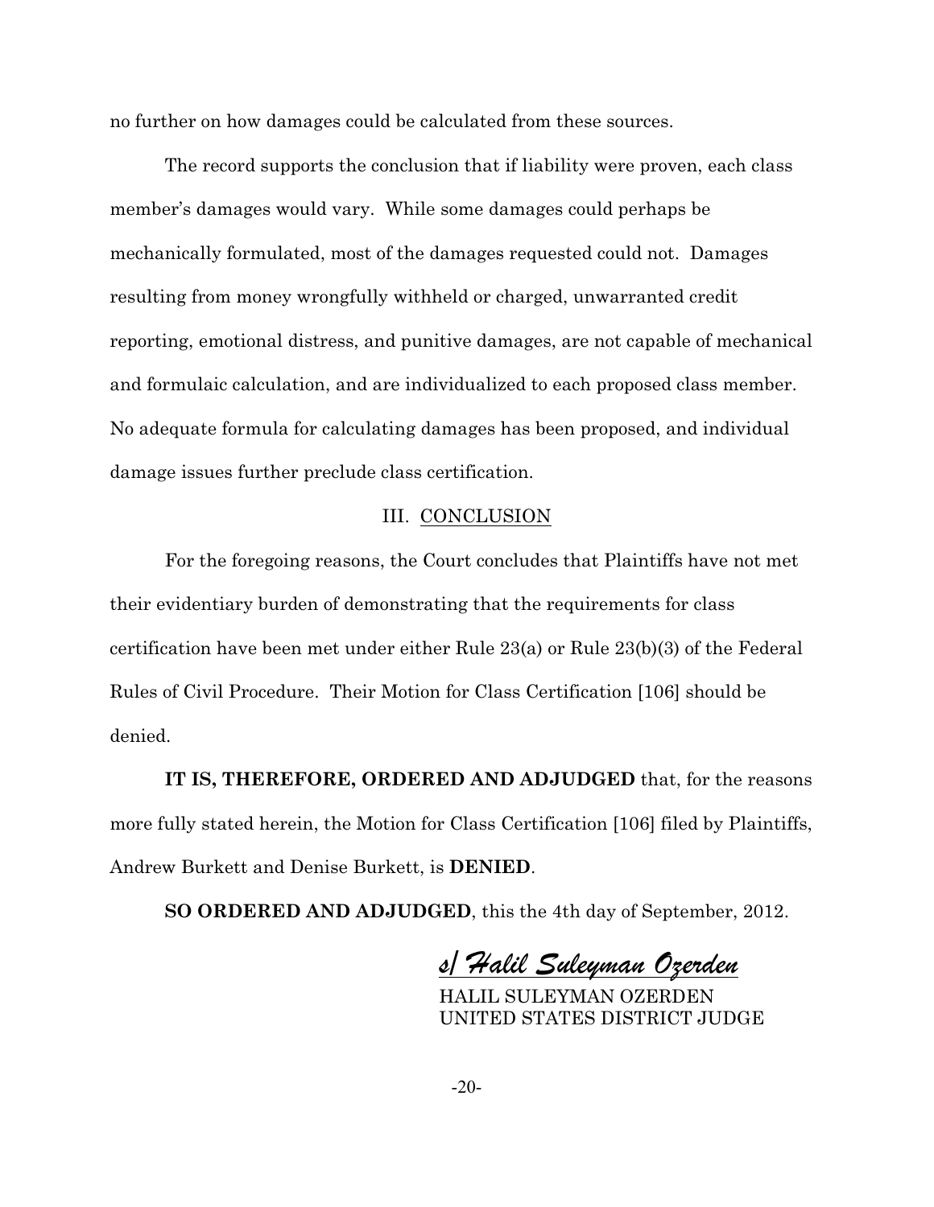no further on how damages could be calculated from these sources.

The record supports the conclusion that if liability were proven, each class member's damages would vary. While some damages could perhaps be mechanically formulated, most of the damages requested could not. Damages resulting from money wrongfully withheld or charged, unwarranted credit reporting, emotional distress, and punitive damages, are not capable of mechanical and formulaic calculation, and are individualized to each proposed class member. No adequate formula for calculating damages has been proposed, and individual damage issues further preclude class certification.

## III. CONCLUSION

For the foregoing reasons, the Court concludes that Plaintiffs have not met their evidentiary burden of demonstrating that the requirements for class certification have been met under either Rule 23(a) or Rule 23(b)(3) of the Federal Rules of Civil Procedure. Their Motion for Class Certification [106] should be denied.

**IT IS, THEREFORE, ORDERED AND ADJUDGED** that, for the reasons more fully stated herein, the Motion for Class Certification [106] filed by Plaintiffs, Andrew Burkett and Denise Burkett, is **DENIED**.

**SO ORDERED AND ADJUDGED**, this the 4th day of September, 2012.

*s/ Halil Suleyman Ozerden*

HALIL SULEYMAN OZERDEN
UNITED STATES DISTRICT JUDGE